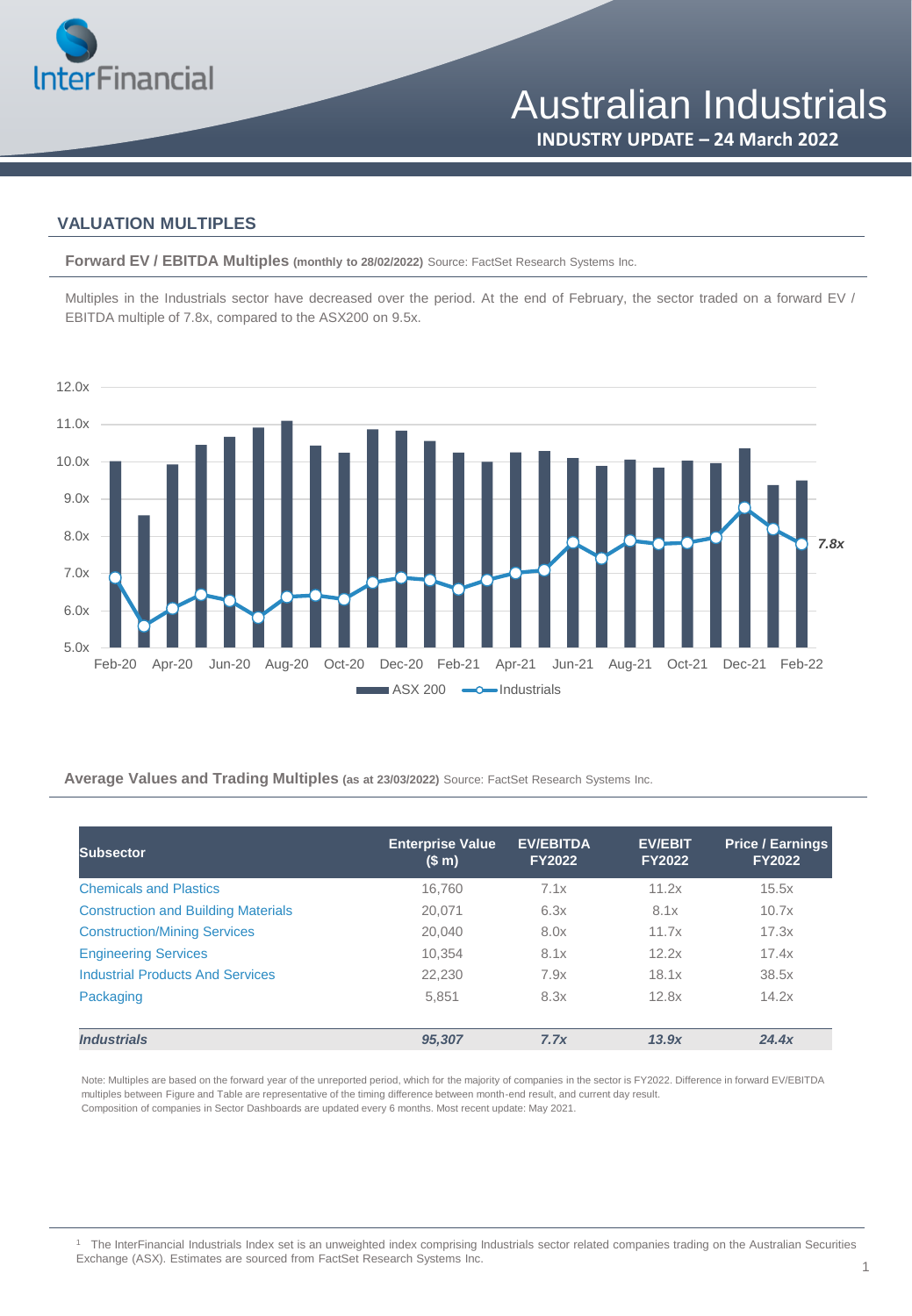# Australian Industrials

**INDUSTRY UPDATE – 24 March 2022**

## VALUATION MULTIPLES

**Forward EV / EBITDA Multiples** (monthly to 28/02/2022) Source: FactSet Research Systems Inc.

Multiples in the Industrials sector have decreased over the period. At the end of February, the sector traded on a forward EV / EBITDA multiple of 7.8x, compared to the ASX200 on 9.5x.

**Average Values and Trading Multiples** (as at 23/03/2022) Source: FactSet Research Systems Inc.

| Subsector | Enterprise Value ($ m) | EV/EBITDA FY2022 | EV/EBIT FY2022 | Price / Earnings FY2022 |
|---|---|---|---|---|
| Chemicals and Plastics | 16,760 | 7.1x | 11.2x | 15.5x |
| Construction and Building Materials | 20,071 | 6.3x | 8.1x | 10.7x |
| Construction/Mining Services | 20,040 | 8.0x | 11.7x | 17.3x |
| Engineering Services | 10,354 | 8.1x | 12.2x | 17.4x |
| Industrial Products And Services | 22,230 | 7.9x | 18.1x | 38.5x |
| Packaging | 5,851 | 8.3x | 12.8x | 14.2x |
| ***Industrials*** | ***95,307*** | ***7.7x*** | ***13.9x*** | ***24.4x*** |

Note: Multiples are based on the forward year of the unreported period, which for the majority of companies in the sector is FY2022. Difference in forward EV/EBITDA multiples between Figure and Table are representative of the timing difference between month-end result, and current day result.
Composition of companies in Sector Dashboards are updated every 6 months. Most recent update: May 2021.

[1] The InterFinancial Industrials Index set is an unweighted index comprising Industrials sector related companies trading on the Australian Securities Exchange (ASX). Estimates are sourced from FactSet Research Systems Inc.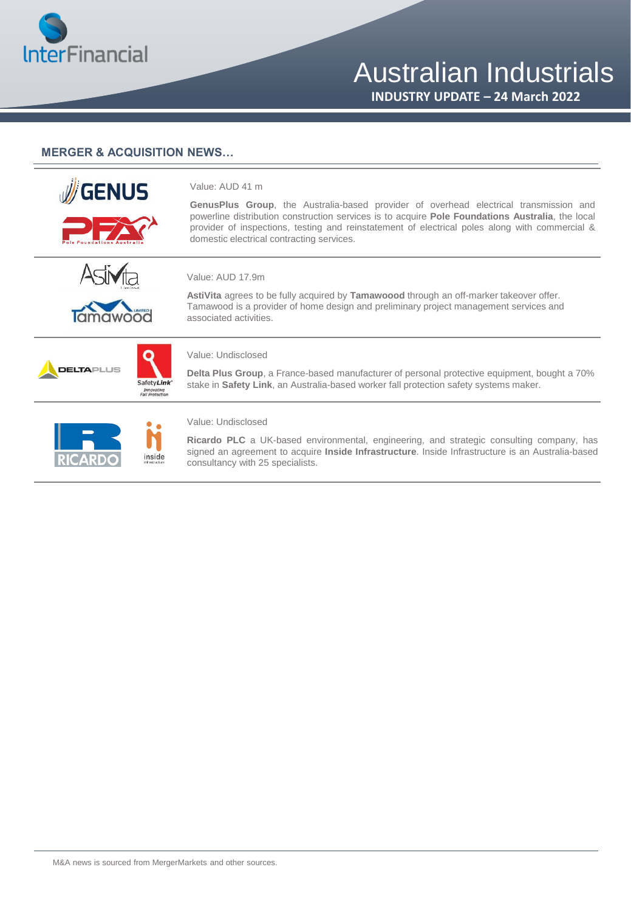## MERGER & ACQUISITION NEWS…

Value: AUD 41 m

**GenusPlus Group**, the Australia-based provider of overhead electrical transmission and powerline distribution construction services is to acquire **Pole Foundations Australia**, the local provider of inspections, testing and reinstatement of electrical poles along with commercial & domestic electrical contracting services.

---

Value: AUD 17.9m

**AstiVita** agrees to be fully acquired by **Tamawoood** through an off-marker takeover offer. Tamawood is a provider of home design and preliminary project management services and associated activities.

---

Value: Undisclosed

**Delta Plus Group**, a France-based manufacturer of personal protective equipment, bought a 70% stake in **Safety Link**, an Australia-based worker fall protection safety systems maker.

---

Value: Undisclosed

**Ricardo PLC** a UK-based environmental, engineering, and strategic consulting company, has signed an agreement to acquire **Inside Infrastructure**. Inside Infrastructure is an Australia-based consultancy with 25 specialists.

---

M&A news is sourced from MergerMarkets and other sources.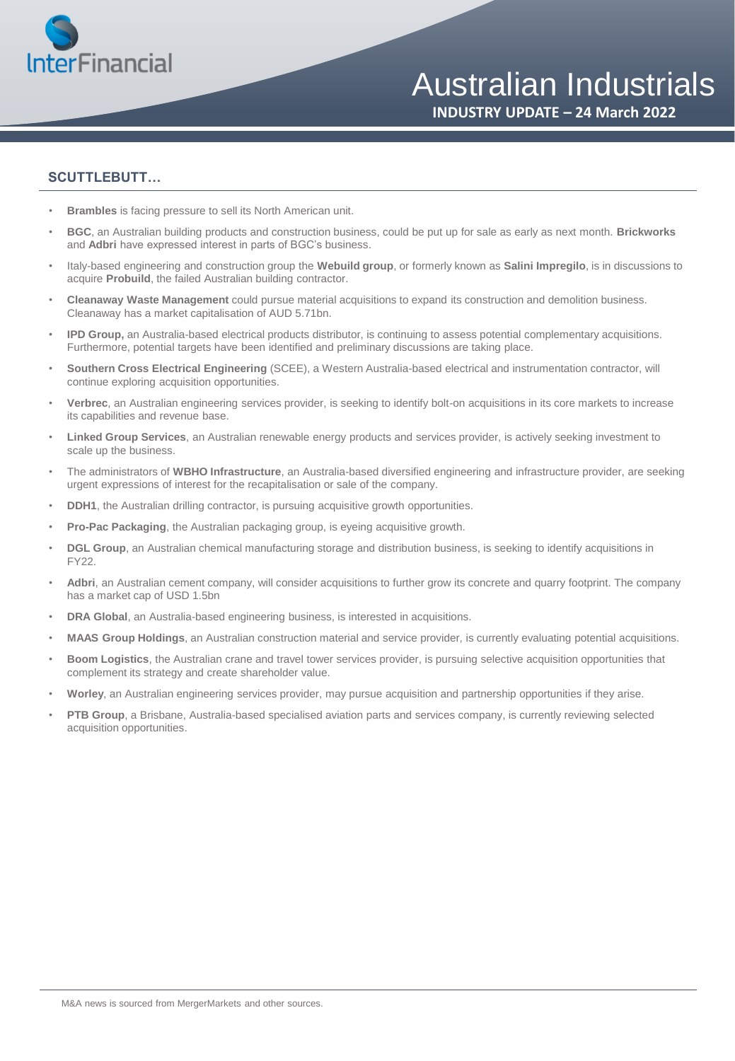## SCUTTLEBUTT…

- **Brambles** is facing pressure to sell its North American unit.
- **BGC**, an Australian building products and construction business, could be put up for sale as early as next month. **Brickworks** and **Adbri** have expressed interest in parts of BGC's business.
- Italy-based engineering and construction group the **Webuild group**, or formerly known as **Salini Impregilo**, is in discussions to acquire **Probuild**, the failed Australian building contractor.
- **Cleanaway Waste Management** could pursue material acquisitions to expand its construction and demolition business. Cleanaway has a market capitalisation of AUD 5.71bn.
- **IPD Group,** an Australia-based electrical products distributor, is continuing to assess potential complementary acquisitions. Furthermore, potential targets have been identified and preliminary discussions are taking place.
- **Southern Cross Electrical Engineering** (SCEE), a Western Australia-based electrical and instrumentation contractor, will continue exploring acquisition opportunities.
- **Verbrec**, an Australian engineering services provider, is seeking to identify bolt-on acquisitions in its core markets to increase its capabilities and revenue base.
- **Linked Group Services**, an Australian renewable energy products and services provider, is actively seeking investment to scale up the business.
- The administrators of **WBHO Infrastructure**, an Australia-based diversified engineering and infrastructure provider, are seeking urgent expressions of interest for the recapitalisation or sale of the company.
- **DDH1**, the Australian drilling contractor, is pursuing acquisitive growth opportunities.
- **Pro-Pac Packaging**, the Australian packaging group, is eyeing acquisitive growth.
- **DGL Group**, an Australian chemical manufacturing storage and distribution business, is seeking to identify acquisitions in FY22.
- **Adbri**, an Australian cement company, will consider acquisitions to further grow its concrete and quarry footprint. The company has a market cap of USD 1.5bn
- **DRA Global**, an Australia-based engineering business, is interested in acquisitions.
- **MAAS Group Holdings**, an Australian construction material and service provider, is currently evaluating potential acquisitions.
- **Boom Logistics**, the Australian crane and travel tower services provider, is pursuing selective acquisition opportunities that complement its strategy and create shareholder value.
- **Worley**, an Australian engineering services provider, may pursue acquisition and partnership opportunities if they arise.
- **PTB Group**, a Brisbane, Australia-based specialised aviation parts and services company, is currently reviewing selected acquisition opportunities.

M&A news is sourced from MergerMarkets and other sources.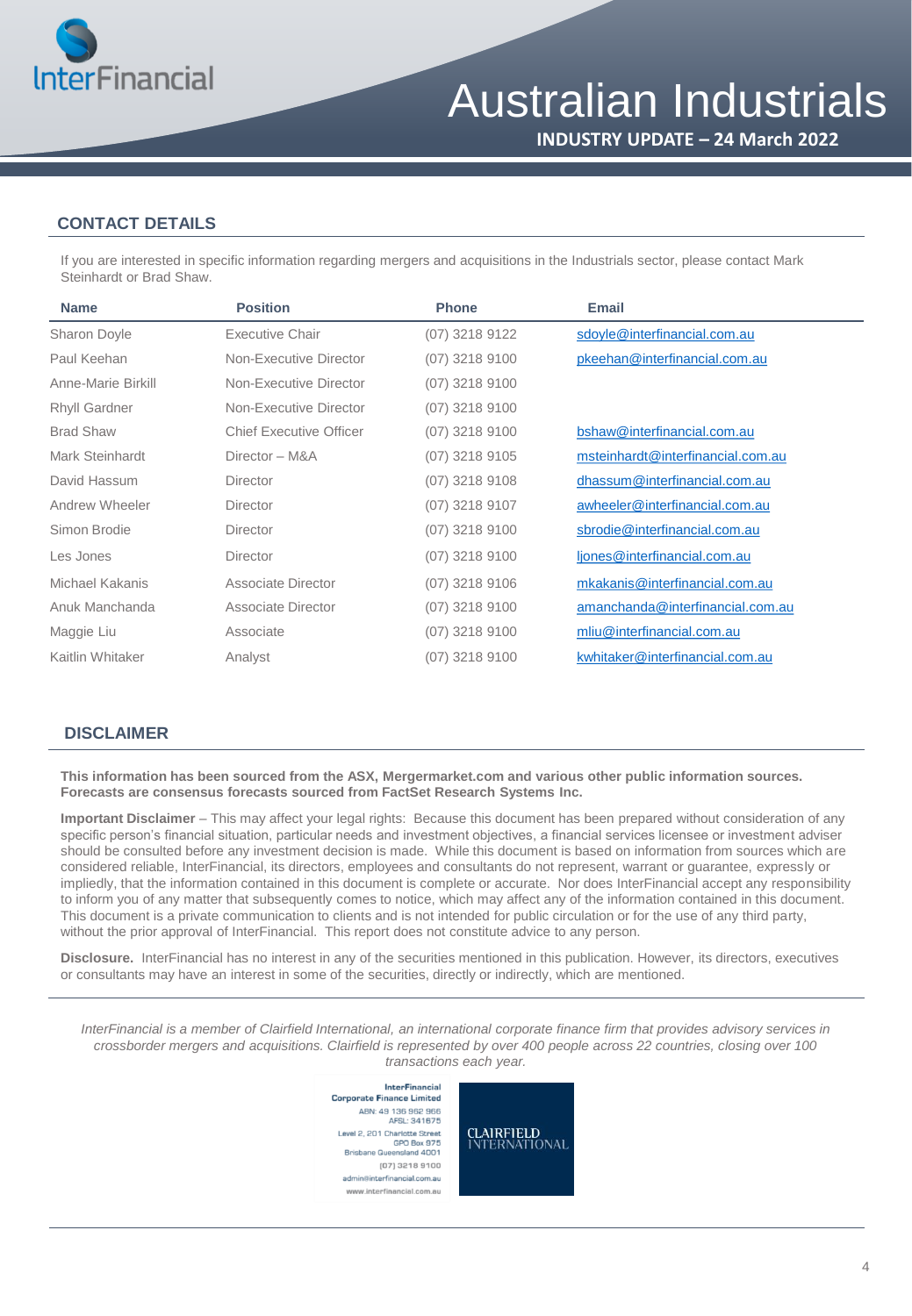# Australian Industrials

**INDUSTRY UPDATE – 24 March 2022**

## CONTACT DETAILS

If you are interested in specific information regarding mergers and acquisitions in the Industrials sector, please contact Mark Steinhardt or Brad Shaw.

| Name | Position | Phone | Email |
|---|---|---|---|
| Sharon Doyle | Executive Chair | (07) 3218 9122 | sdoyle@interfinancial.com.au |
| Paul Keehan | Non-Executive Director | (07) 3218 9100 | pkeehan@interfinancial.com.au |
| Anne-Marie Birkill | Non-Executive Director | (07) 3218 9100 | |
| Rhyll Gardner | Non-Executive Director | (07) 3218 9100 | |
| Brad Shaw | Chief Executive Officer | (07) 3218 9100 | bshaw@interfinancial.com.au |
| Mark Steinhardt | Director – M&A | (07) 3218 9105 | msteinhardt@interfinancial.com.au |
| David Hassum | Director | (07) 3218 9108 | dhassum@interfinancial.com.au |
| Andrew Wheeler | Director | (07) 3218 9107 | awheeler@interfinancial.com.au |
| Simon Brodie | Director | (07) 3218 9100 | sbrodie@interfinancial.com.au |
| Les Jones | Director | (07) 3218 9100 | ljones@interfinancial.com.au |
| Michael Kakanis | Associate Director | (07) 3218 9106 | mkakanis@interfinancial.com.au |
| Anuk Manchanda | Associate Director | (07) 3218 9100 | amanchanda@interfinancial.com.au |
| Maggie Liu | Associate | (07) 3218 9100 | mliu@interfinancial.com.au |
| Kaitlin Whitaker | Analyst | (07) 3218 9100 | kwhitaker@interfinancial.com.au |

## DISCLAIMER

**This information has been sourced from the ASX, Mergermarket.com and various other public information sources. Forecasts are consensus forecasts sourced from FactSet Research Systems Inc.**

**Important Disclaimer** – This may affect your legal rights: Because this document has been prepared without consideration of any specific person's financial situation, particular needs and investment objectives, a financial services licensee or investment adviser should be consulted before any investment decision is made. While this document is based on information from sources which are considered reliable, InterFinancial, its directors, employees and consultants do not represent, warrant or guarantee, expressly or impliedly, that the information contained in this document is complete or accurate. Nor does InterFinancial accept any responsibility to inform you of any matter that subsequently comes to notice, which may affect any of the information contained in this document. This document is a private communication to clients and is not intended for public circulation or for the use of any third party, without the prior approval of InterFinancial. This report does not constitute advice to any person.

**Disclosure.** InterFinancial has no interest in any of the securities mentioned in this publication. However, its directors, executives or consultants may have an interest in some of the securities, directly or indirectly, which are mentioned.

*InterFinancial is a member of Clairfield International, an international corporate finance firm that provides advisory services in crossborder mergers and acquisitions. Clairfield is represented by over 400 people across 22 countries, closing over 100 transactions each year.*

**InterFinancial Corporate Finance Limited**
ABN: 49 136 962 966
AFSL: 341675
Level 2, 201 Charlotte Street
GPO Box 975
Brisbane Queensland 4001
(07) 3218 9100
admin@interfinancial.com.au
www.interfinancial.com.au

CLAIRFIELD INTERNATIONAL